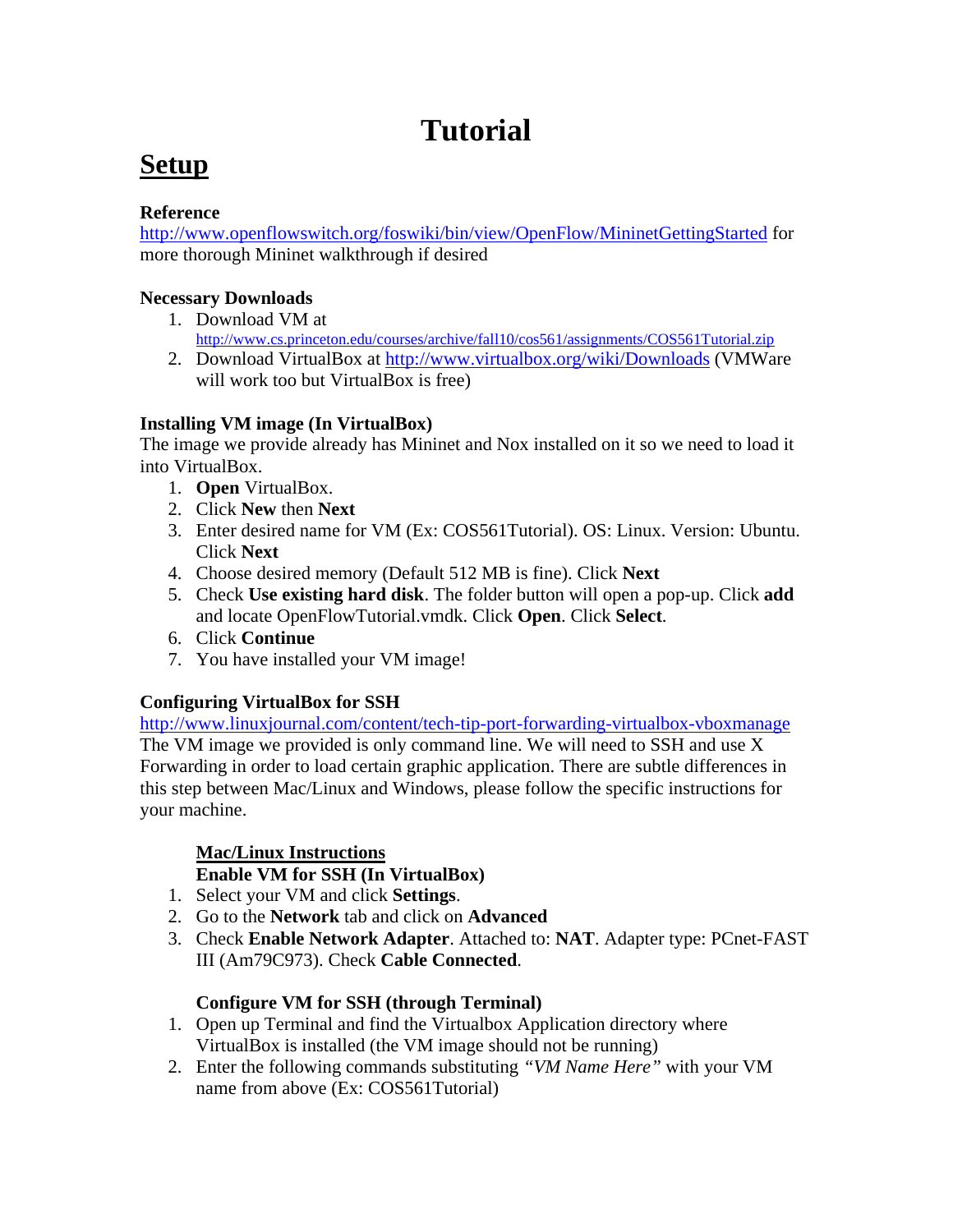# Tutorial

## Setup

**Reference**
http://www.openflowswitch.org/foswiki/bin/view/OpenFlow/MininetGettingStarted for more thorough Mininet walkthrough if desired

**Necessary Downloads**

1. Download VM at http://www.cs.princeton.edu/courses/archive/fall10/cos561/assignments/COS561Tutorial.zip
2. Download VirtualBox at http://www.virtualbox.org/wiki/Downloads (VMWare will work too but VirtualBox is free)

**Installing VM image (In VirtualBox)**
The image we provide already has Mininet and Nox installed on it so we need to load it into VirtualBox.

1. **Open** VirtualBox.
2. Click **New** then **Next**
3. Enter desired name for VM (Ex: COS561Tutorial). OS: Linux. Version: Ubuntu. Click **Next**
4. Choose desired memory (Default 512 MB is fine). Click **Next**
5. Check **Use existing hard disk**. The folder button will open a pop-up. Click **add** and locate OpenFlowTutorial.vmdk. Click **Open**. Click **Select**.
6. Click **Continue**
7. You have installed your VM image!

**Configuring VirtualBox for SSH**
http://www.linuxjournal.com/content/tech-tip-port-forwarding-virtualbox-vboxmanage
The VM image we provided is only command line. We will need to SSH and use X Forwarding in order to load certain graphic application. There are subtle differences in this step between Mac/Linux and Windows, please follow the specific instructions for your machine.

**<u>Mac/Linux Instructions</u>**
**Enable VM for SSH (In VirtualBox)**

1. Select your VM and click **Settings**.
2. Go to the **Network** tab and click on **Advanced**
3. Check **Enable Network Adapter**. Attached to: **NAT**. Adapter type: PCnet-FAST III (Am79C973). Check **Cable Connected**.

**Configure VM for SSH (through Terminal)**

1. Open up Terminal and find the Virtualbox Application directory where VirtualBox is installed (the VM image should not be running)
2. Enter the following commands substituting *"VM Name Here"* with your VM name from above (Ex: COS561Tutorial)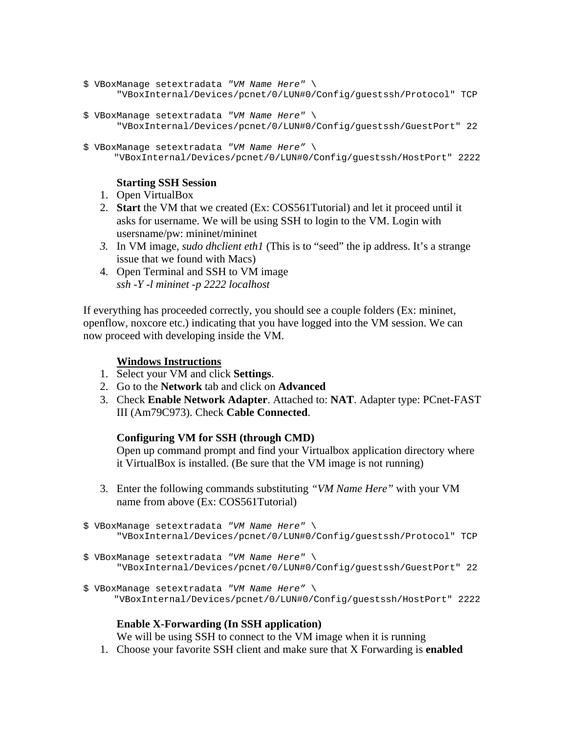```
$ VBoxManage setextradata "VM Name Here" \
      "VBoxInternal/Devices/pcnet/0/LUN#0/Config/guestssh/Protocol" TCP

$ VBoxManage setextradata "VM Name Here" \
      "VBoxInternal/Devices/pcnet/0/LUN#0/Config/guestssh/GuestPort" 22

$ VBoxManage setextradata "VM Name Here" \
      "VBoxInternal/Devices/pcnet/0/LUN#0/Config/guestssh/HostPort" 2222
```

**Starting SSH Session**

1. Open VirtualBox
2. **Start** the VM that we created (Ex: COS561Tutorial) and let it proceed until it asks for username. We will be using SSH to login to the VM. Login with usersname/pw: mininet/mininet
3. In VM image, *sudo dhclient eth1* (This is to "seed" the ip address. It's a strange issue that we found with Macs)
4. Open Terminal and SSH to VM image
   *ssh -Y -l mininet -p 2222 localhost*

If everything has proceeded correctly, you should see a couple folders (Ex: mininet, openflow, noxcore etc.) indicating that you have logged into the VM session. We can now proceed with developing inside the VM.

**Windows Instructions**

1. Select your VM and click **Settings**.
2. Go to the **Network** tab and click on **Advanced**
3. Check **Enable Network Adapter**. Attached to: **NAT**. Adapter type: PCnet-FAST III (Am79C973). Check **Cable Connected**.

**Configuring VM for SSH (through CMD)**

Open up command prompt and find your Virtualbox application directory where it VirtualBox is installed. (Be sure that the VM image is not running)

3. Enter the following commands substituting *"VM Name Here"* with your VM name from above (Ex: COS561Tutorial)

```
$ VBoxManage setextradata "VM Name Here" \
      "VBoxInternal/Devices/pcnet/0/LUN#0/Config/guestssh/Protocol" TCP

$ VBoxManage setextradata "VM Name Here" \
      "VBoxInternal/Devices/pcnet/0/LUN#0/Config/guestssh/GuestPort" 22

$ VBoxManage setextradata "VM Name Here" \
      "VBoxInternal/Devices/pcnet/0/LUN#0/Config/guestssh/HostPort" 2222
```

**Enable X-Forwarding (In SSH application)**

We will be using SSH to connect to the VM image when it is running

1. Choose your favorite SSH client and make sure that X Forwarding is **enabled**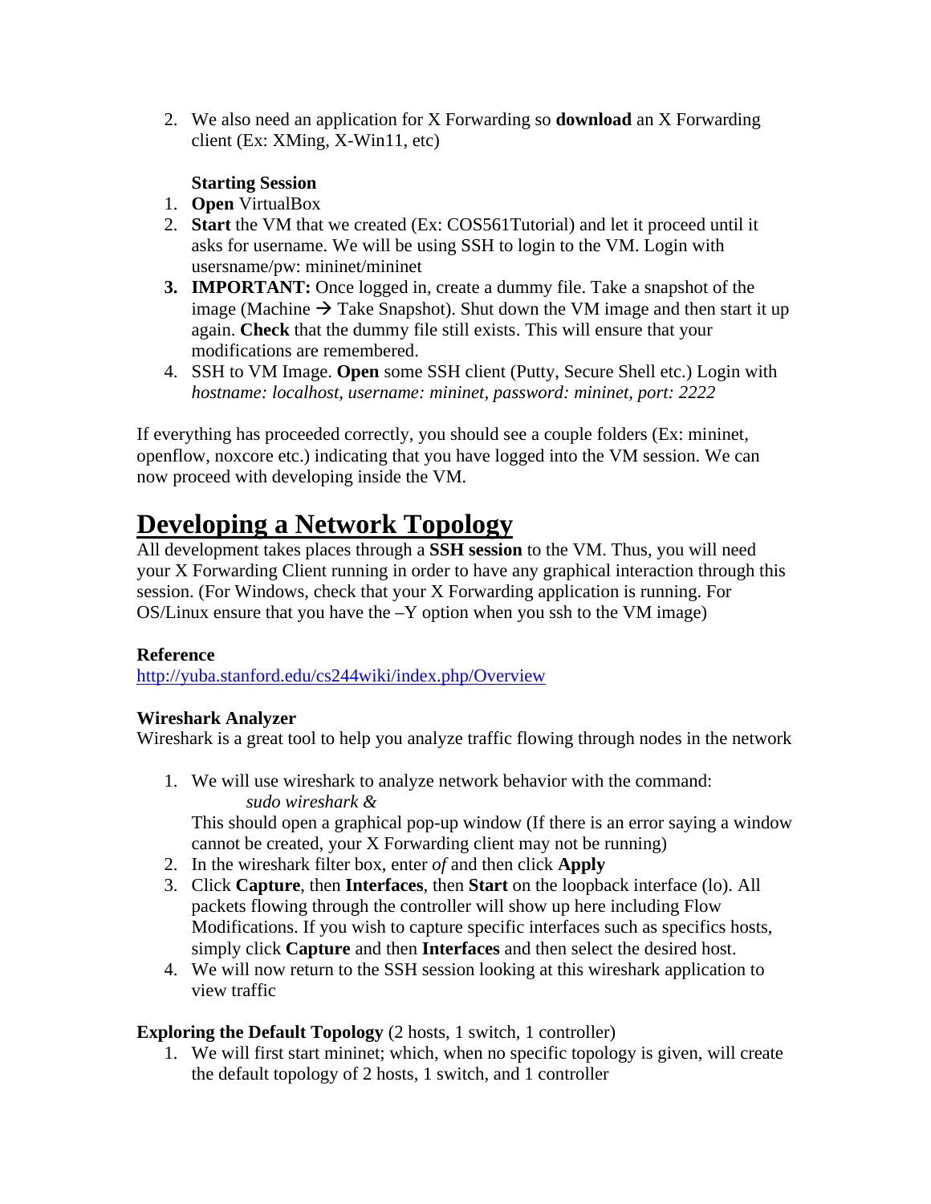2. We also need an application for X Forwarding so **download** an X Forwarding client (Ex: XMing, X-Win11, etc)

**Starting Session**

1. **Open** VirtualBox
2. **Start** the VM that we created (Ex: COS561Tutorial) and let it proceed until it asks for username. We will be using SSH to login to the VM. Login with usersname/pw: mininet/mininet
3. **IMPORTANT:** Once logged in, create a dummy file. Take a snapshot of the image (Machine → Take Snapshot). Shut down the VM image and then start it up again. **Check** that the dummy file still exists. This will ensure that your modifications are remembered.
4. SSH to VM Image. **Open** some SSH client (Putty, Secure Shell etc.) Login with *hostname: localhost, username: mininet, password: mininet, port: 2222*

If everything has proceeded correctly, you should see a couple folders (Ex: mininet, openflow, noxcore etc.) indicating that you have logged into the VM session. We can now proceed with developing inside the VM.

# Developing a Network Topology

All development takes places through a **SSH session** to the VM. Thus, you will need your X Forwarding Client running in order to have any graphical interaction through this session. (For Windows, check that your X Forwarding application is running. For OS/Linux ensure that you have the –Y option when you ssh to the VM image)

**Reference**

http://yuba.stanford.edu/cs244wiki/index.php/Overview

**Wireshark Analyzer**

Wireshark is a great tool to help you analyze traffic flowing through nodes in the network

1. We will use wireshark to analyze network behavior with the command:
   *sudo wireshark &*
   This should open a graphical pop-up window (If there is an error saying a window cannot be created, your X Forwarding client may not be running)
2. In the wireshark filter box, enter *of* and then click **Apply**
3. Click **Capture**, then **Interfaces**, then **Start** on the loopback interface (lo). All packets flowing through the controller will show up here including Flow Modifications. If you wish to capture specific interfaces such as specifics hosts, simply click **Capture** and then **Interfaces** and then select the desired host.
4. We will now return to the SSH session looking at this wireshark application to view traffic

**Exploring the Default Topology** (2 hosts, 1 switch, 1 controller)

1. We will first start mininet; which, when no specific topology is given, will create the default topology of 2 hosts, 1 switch, and 1 controller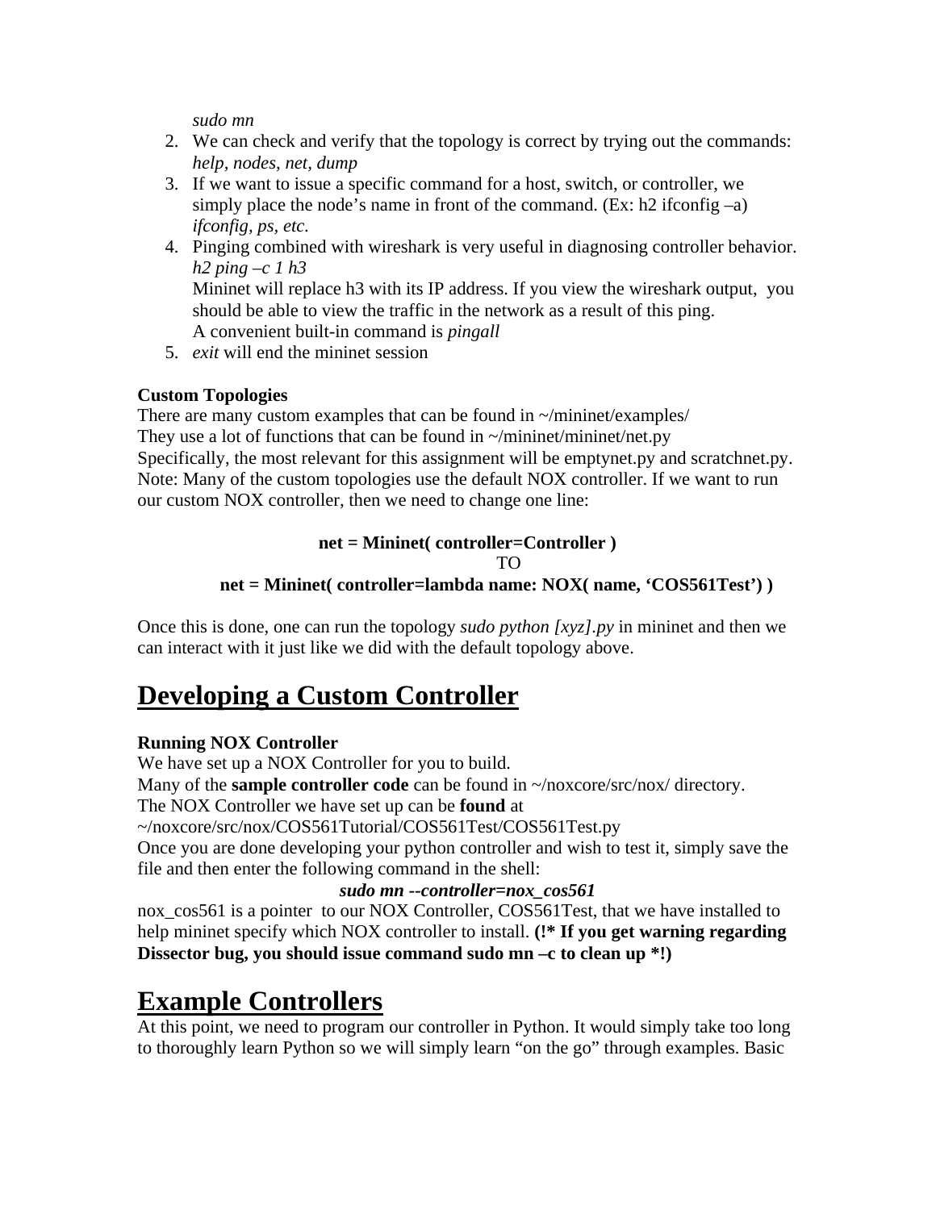*sudo mn*

2. We can check and verify that the topology is correct by trying out the commands: *help, nodes, net, dump*
3. If we want to issue a specific command for a host, switch, or controller, we simply place the node's name in front of the command. (Ex: h2 ifconfig –a) *ifconfig, ps, etc.*
4. Pinging combined with wireshark is very useful in diagnosing controller behavior. *h2 ping –c 1 h3*
   Mininet will replace h3 with its IP address. If you view the wireshark output, you should be able to view the traffic in the network as a result of this ping.
   A convenient built-in command is *pingall*
5. *exit* will end the mininet session

**Custom Topologies**

There are many custom examples that can be found in ~/mininet/examples/
They use a lot of functions that can be found in ~/mininet/mininet/net.py
Specifically, the most relevant for this assignment will be emptynet.py and scratchnet.py.
Note: Many of the custom topologies use the default NOX controller. If we want to run our custom NOX controller, then we need to change one line:

**net = Mininet( controller=Controller )**

TO

**net = Mininet( controller=lambda name: NOX( name, 'COS561Test') )**

Once this is done, one can run the topology *sudo python [xyz].py* in mininet and then we can interact with it just like we did with the default topology above.

# Developing a Custom Controller

**Running NOX Controller**

We have set up a NOX Controller for you to build.
Many of the **sample controller code** can be found in ~/noxcore/src/nox/ directory.
The NOX Controller we have set up can be **found** at
~/noxcore/src/nox/COS561Tutorial/COS561Test/COS561Test.py
Once you are done developing your python controller and wish to test it, simply save the file and then enter the following command in the shell:

***sudo mn --controller=nox_cos561***

nox_cos561 is a pointer to our NOX Controller, COS561Test, that we have installed to help mininet specify which NOX controller to install. **(!* If you get warning regarding Dissector bug, you should issue command sudo mn –c to clean up *!)**

# Example Controllers

At this point, we need to program our controller in Python. It would simply take too long to thoroughly learn Python so we will simply learn "on the go" through examples. Basic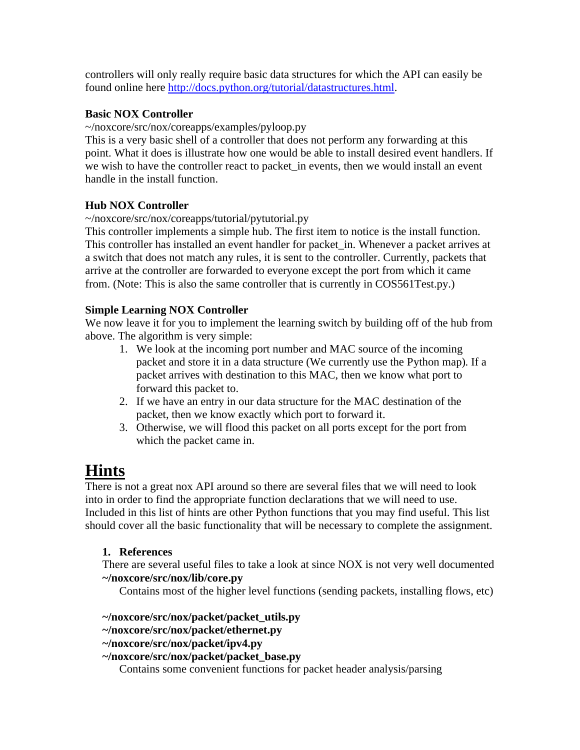controllers will only really require basic data structures for which the API can easily be found online here http://docs.python.org/tutorial/datastructures.html.

**Basic NOX Controller**

~/noxcore/src/nox/coreapps/examples/pyloop.py

This is a very basic shell of a controller that does not perform any forwarding at this point. What it does is illustrate how one would be able to install desired event handlers. If we wish to have the controller react to packet_in events, then we would install an event handle in the install function.

**Hub NOX Controller**

~/noxcore/src/nox/coreapps/tutorial/pytutorial.py

This controller implements a simple hub. The first item to notice is the install function. This controller has installed an event handler for packet_in. Whenever a packet arrives at a switch that does not match any rules, it is sent to the controller. Currently, packets that arrive at the controller are forwarded to everyone except the port from which it came from. (Note: This is also the same controller that is currently in COS561Test.py.)

**Simple Learning NOX Controller**

We now leave it for you to implement the learning switch by building off of the hub from above. The algorithm is very simple:

1. We look at the incoming port number and MAC source of the incoming packet and store it in a data structure (We currently use the Python map). If a packet arrives with destination to this MAC, then we know what port to forward this packet to.
2. If we have an entry in our data structure for the MAC destination of the packet, then we know exactly which port to forward it.
3. Otherwise, we will flood this packet on all ports except for the port from which the packet came in.

# Hints

There is not a great nox API around so there are several files that we will need to look into in order to find the appropriate function declarations that we will need to use. Included in this list of hints are other Python functions that you may find useful. This list should cover all the basic functionality that will be necessary to complete the assignment.

1. **References**

   There are several useful files to take a look at since NOX is not very well documented

   **~/noxcore/src/nox/lib/core.py**

   Contains most of the higher level functions (sending packets, installing flows, etc)

   **~/noxcore/src/nox/packet/packet_utils.py**
   **~/noxcore/src/nox/packet/ethernet.py**
   **~/noxcore/src/nox/packet/ipv4.py**
   **~/noxcore/src/nox/packet/packet_base.py**

   Contains some convenient functions for packet header analysis/parsing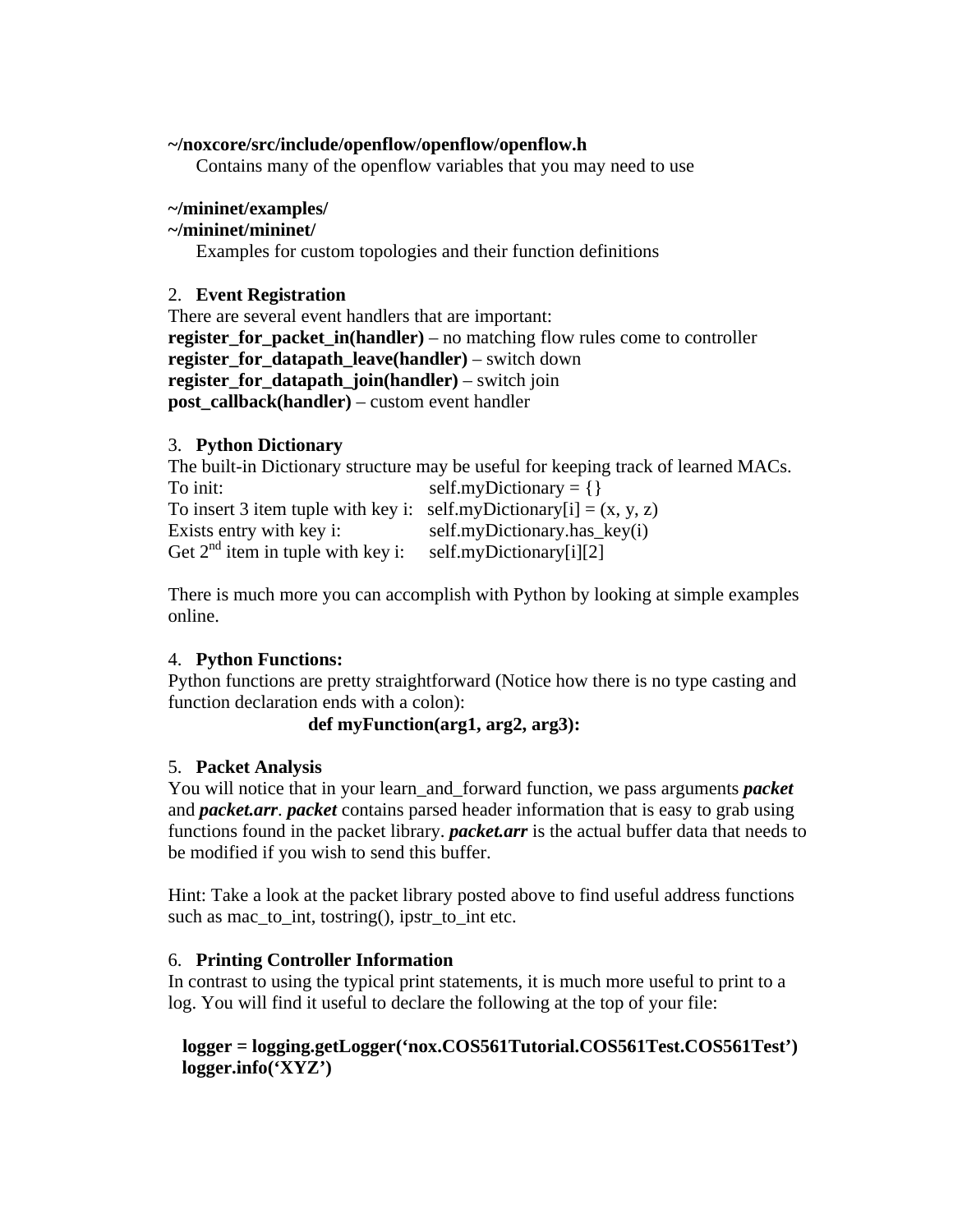**~/noxcore/src/include/openflow/openflow/openflow.h**

Contains many of the openflow variables that you may need to use

**~/mininet/examples/**
**~/mininet/mininet/**

Examples for custom topologies and their function definitions

## 2. Event Registration

There are several event handlers that are important:
**register_for_packet_in(handler)** – no matching flow rules come to controller
**register_for_datapath_leave(handler)** – switch down
**register_for_datapath_join(handler)** – switch join
**post_callback(handler)** – custom event handler

## 3. Python Dictionary

The built-in Dictionary structure may be useful for keeping track of learned MACs.

| | |
|---|---|
| To init: | self.myDictionary = {} |
| To insert 3 item tuple with key i: | self.myDictionary[i] = (x, y, z) |
| Exists entry with key i: | self.myDictionary.has_key(i) |
| Get 2nd item in tuple with key i: | self.myDictionary[i][2] |

There is much more you can accomplish with Python by looking at simple examples online.

## 4. Python Functions:

Python functions are pretty straightforward (Notice how there is no type casting and function declaration ends with a colon):

```
def myFunction(arg1, arg2, arg3):
```

## 5. Packet Analysis

You will notice that in your learn_and_forward function, we pass arguments ***packet*** and ***packet.arr***. ***packet*** contains parsed header information that is easy to grab using functions found in the packet library. ***packet.arr*** is the actual buffer data that needs to be modified if you wish to send this buffer.

Hint: Take a look at the packet library posted above to find useful address functions such as mac_to_int, tostring(), ipstr_to_int etc.

## 6. Printing Controller Information

In contrast to using the typical print statements, it is much more useful to print to a log. You will find it useful to declare the following at the top of your file:

```
logger = logging.getLogger('nox.COS561Tutorial.COS561Test.COS561Test')
logger.info('XYZ')
```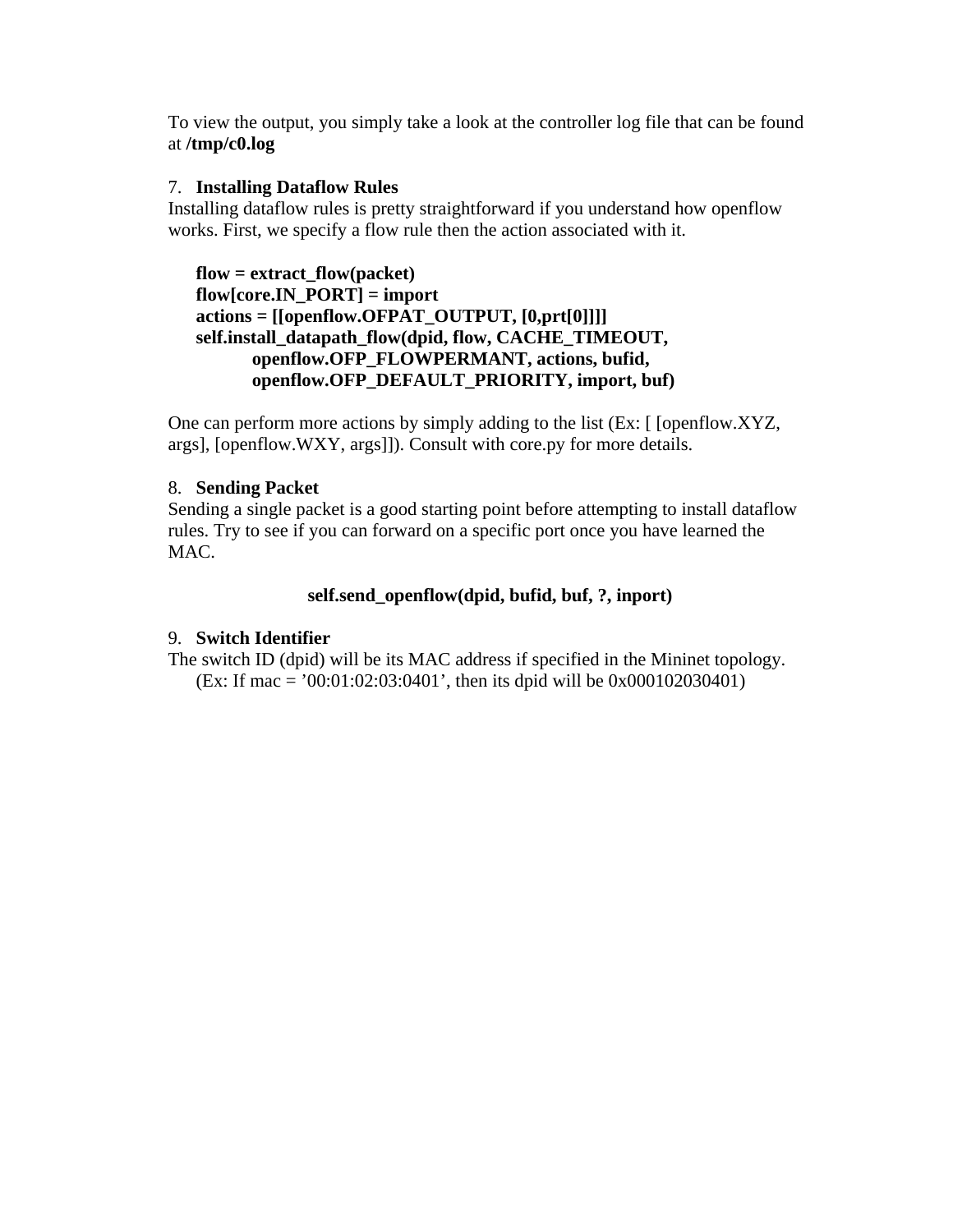To view the output, you simply take a look at the controller log file that can be found at **/tmp/c0.log**

7. **Installing Dataflow Rules**

Installing dataflow rules is pretty straightforward if you understand how openflow works. First, we specify a flow rule then the action associated with it.

```
flow = extract_flow(packet)
flow[core.IN_PORT] = import
actions = [[openflow.OFPAT_OUTPUT, [0,prt[0]]]]
self.install_datapath_flow(dpid, flow, CACHE_TIMEOUT,
        openflow.OFP_FLOWPERMANT, actions, bufid,
        openflow.OFP_DEFAULT_PRIORITY, import, buf)
```

One can perform more actions by simply adding to the list (Ex: [ [openflow.XYZ, args], [openflow.WXY, args]]). Consult with core.py for more details.

8. **Sending Packet**

Sending a single packet is a good starting point before attempting to install dataflow rules. Try to see if you can forward on a specific port once you have learned the MAC.

```
self.send_openflow(dpid, bufid, buf, ?, inport)
```

9. **Switch Identifier**

The switch ID (dpid) will be its MAC address if specified in the Mininet topology. (Ex: If mac = ’00:01:02:03:0401’, then its dpid will be 0x000102030401)